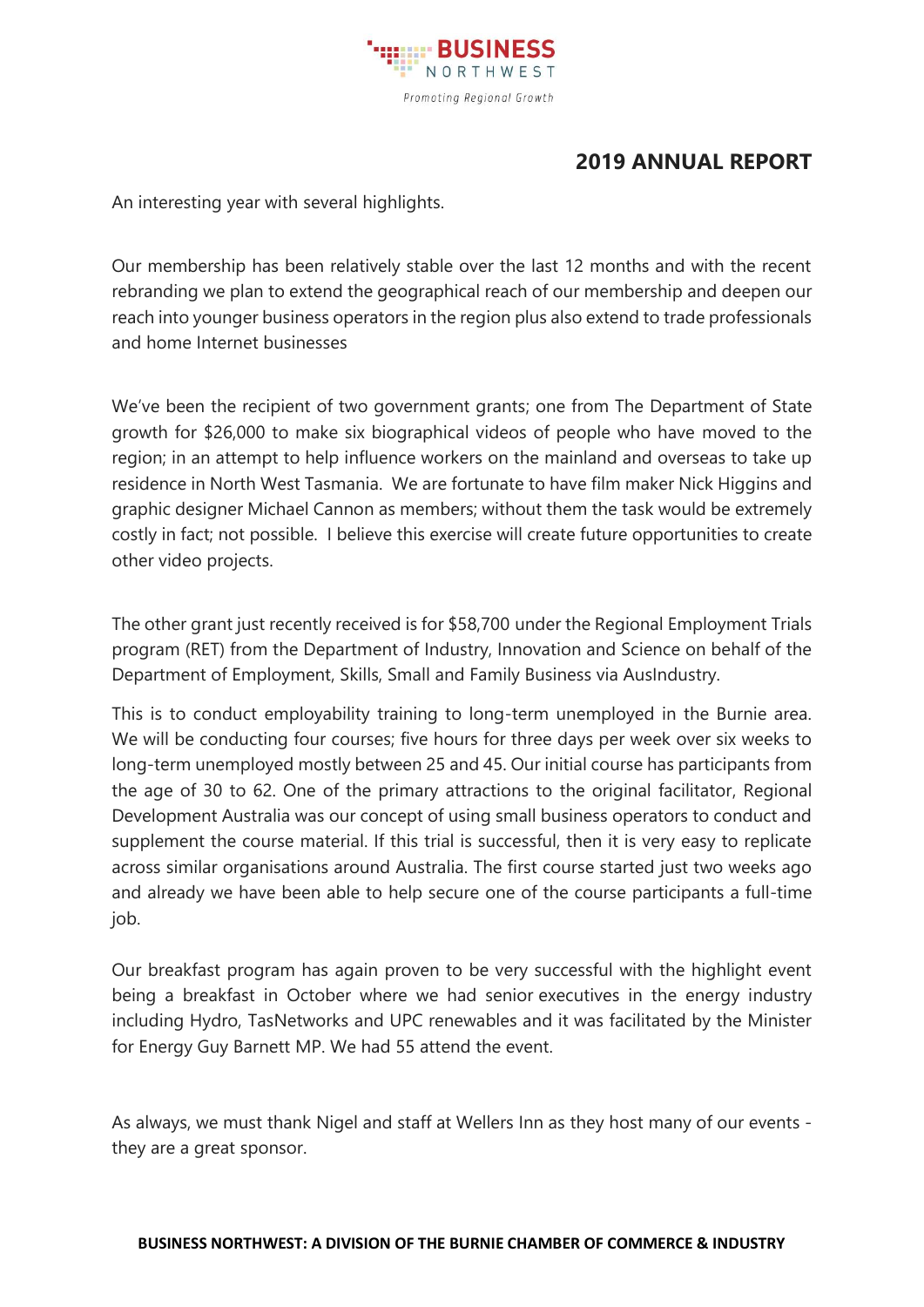# BUSINESS NORTHWEST

*Promoting Regional Growth*

## 2019 ANNUAL REPORT

An interesting year with several highlights.

Our membership has been relatively stable over the last 12 months and with the recent rebranding we plan to extend the geographical reach of our membership and deepen our reach into younger business operators in the region plus also extend to trade professionals and home Internet businesses

We've been the recipient of two government grants; one from The Department of State growth for $26,000 to make six biographical videos of people who have moved to the region; in an attempt to help influence workers on the mainland and overseas to take up residence in North West Tasmania. We are fortunate to have film maker Nick Higgins and graphic designer Michael Cannon as members; without them the task would be extremely costly in fact; not possible. I believe this exercise will create future opportunities to create other video projects.

The other grant just recently received is for $58,700 under the Regional Employment Trials program (RET) from the Department of Industry, Innovation and Science on behalf of the Department of Employment, Skills, Small and Family Business via AusIndustry.

This is to conduct employability training to long-term unemployed in the Burnie area. We will be conducting four courses; five hours for three days per week over six weeks to long-term unemployed mostly between 25 and 45. Our initial course has participants from the age of 30 to 62. One of the primary attractions to the original facilitator, Regional Development Australia was our concept of using small business operators to conduct and supplement the course material. If this trial is successful, then it is very easy to replicate across similar organisations around Australia. The first course started just two weeks ago and already we have been able to help secure one of the course participants a full-time job.

Our breakfast program has again proven to be very successful with the highlight event being a breakfast in October where we had senior executives in the energy industry including Hydro, TasNetworks and UPC renewables and it was facilitated by the Minister for Energy Guy Barnett MP. We had 55 attend the event.

As always, we must thank Nigel and staff at Wellers Inn as they host many of our events - they are a great sponsor.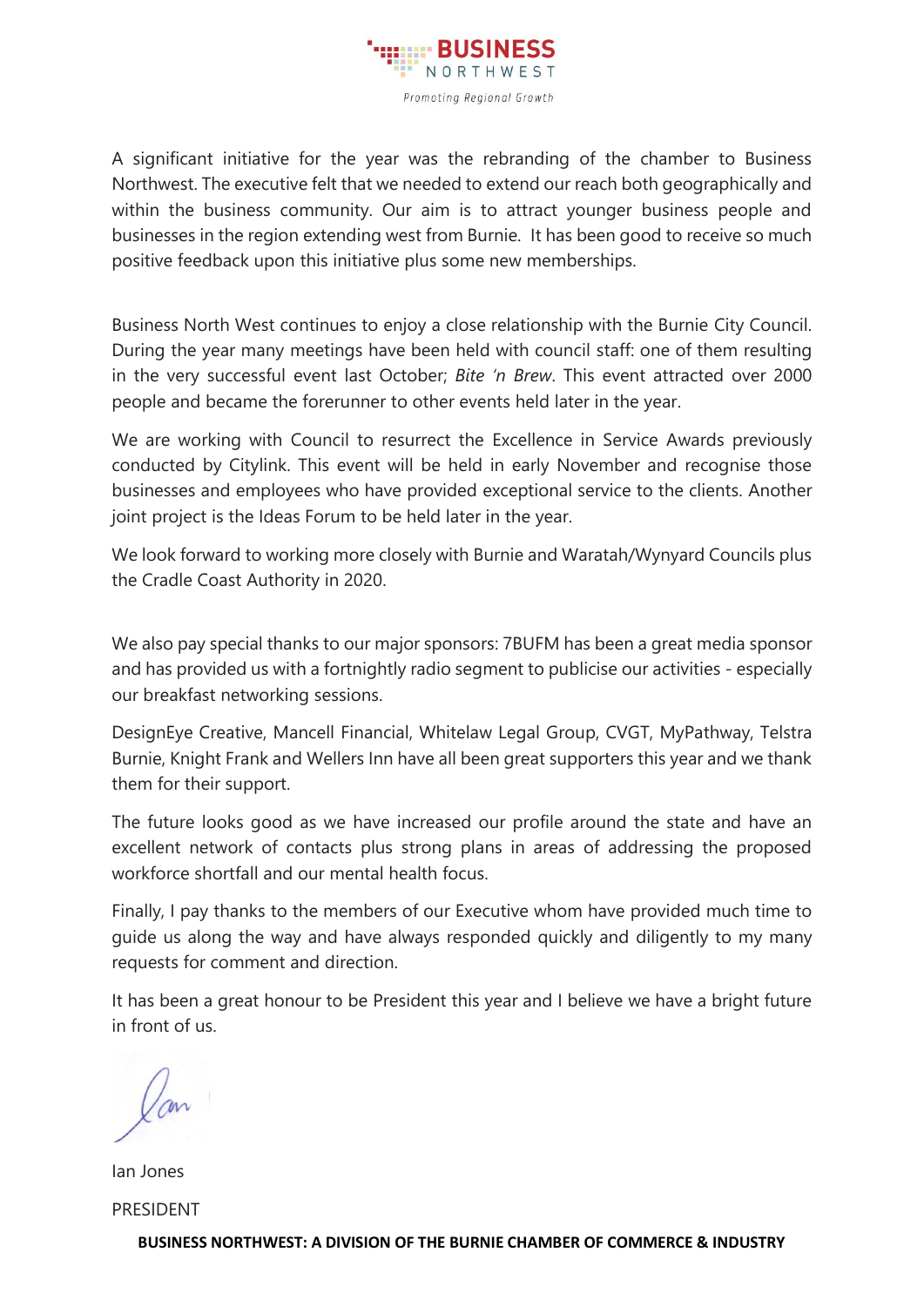A significant initiative for the year was the rebranding of the chamber to Business Northwest. The executive felt that we needed to extend our reach both geographically and within the business community. Our aim is to attract younger business people and businesses in the region extending west from Burnie. It has been good to receive so much positive feedback upon this initiative plus some new memberships.

Business North West continues to enjoy a close relationship with the Burnie City Council. During the year many meetings have been held with council staff: one of them resulting in the very successful event last October; *Bite 'n Brew*. This event attracted over 2000 people and became the forerunner to other events held later in the year.

We are working with Council to resurrect the Excellence in Service Awards previously conducted by Citylink. This event will be held in early November and recognise those businesses and employees who have provided exceptional service to the clients. Another joint project is the Ideas Forum to be held later in the year.

We look forward to working more closely with Burnie and Waratah/Wynyard Councils plus the Cradle Coast Authority in 2020.

We also pay special thanks to our major sponsors: 7BUFM has been a great media sponsor and has provided us with a fortnightly radio segment to publicise our activities - especially our breakfast networking sessions.

DesignEye Creative, Mancell Financial, Whitelaw Legal Group, CVGT, MyPathway, Telstra Burnie, Knight Frank and Wellers Inn have all been great supporters this year and we thank them for their support.

The future looks good as we have increased our profile around the state and have an excellent network of contacts plus strong plans in areas of addressing the proposed workforce shortfall and our mental health focus.

Finally, I pay thanks to the members of our Executive whom have provided much time to guide us along the way and have always responded quickly and diligently to my many requests for comment and direction.

It has been a great honour to be President this year and I believe we have a bright future in front of us.

Ian Jones

PRESIDENT

**BUSINESS NORTHWEST: A DIVISION OF THE BURNIE CHAMBER OF COMMERCE & INDUSTRY**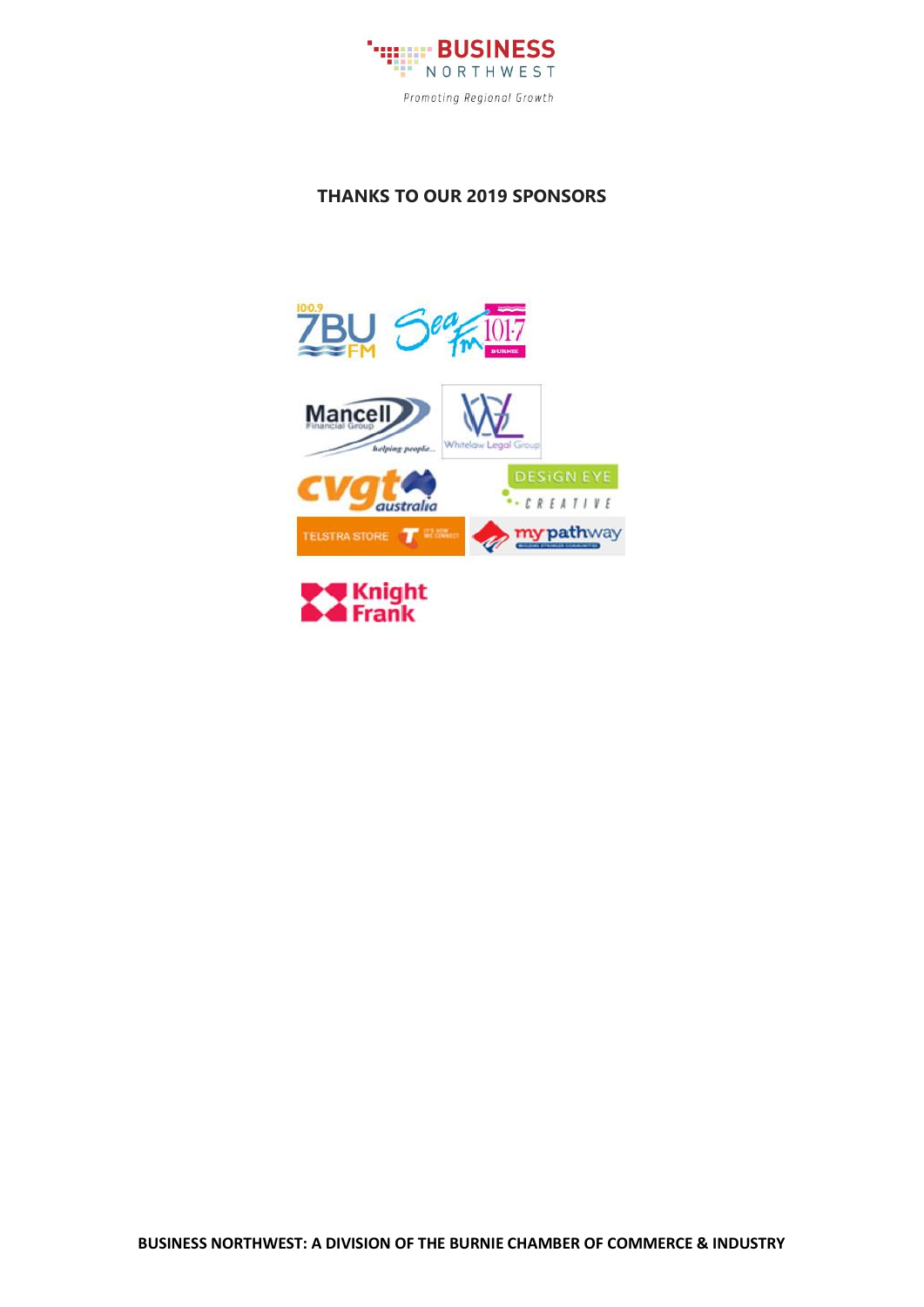## THANKS TO OUR 2019 SPONSORS

BUSINESS NORTHWEST: A DIVISION OF THE BURNIE CHAMBER OF COMMERCE & INDUSTRY